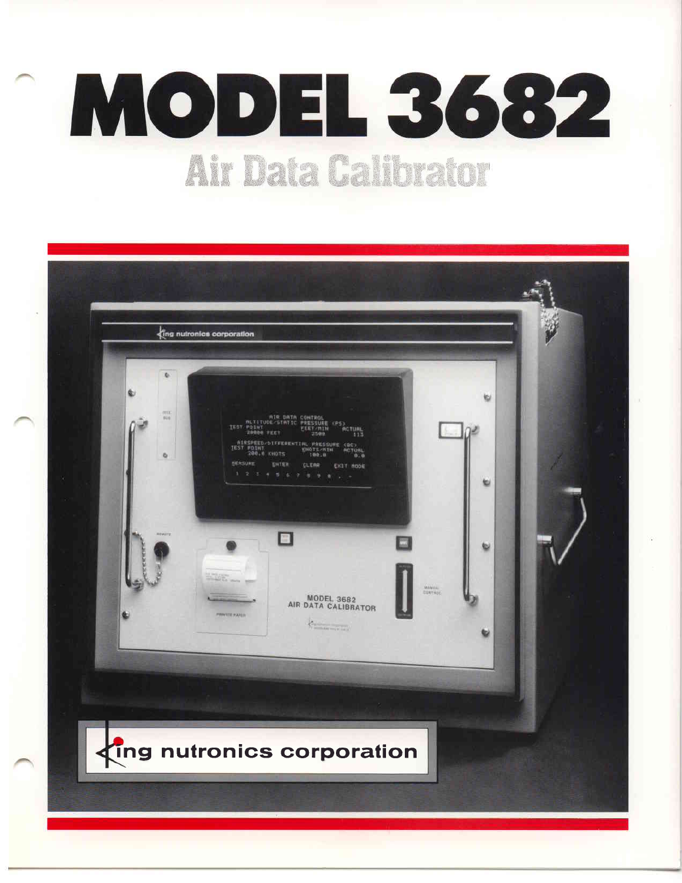# MODEL 3682

## Air Data Calibrator

king nutronics corporation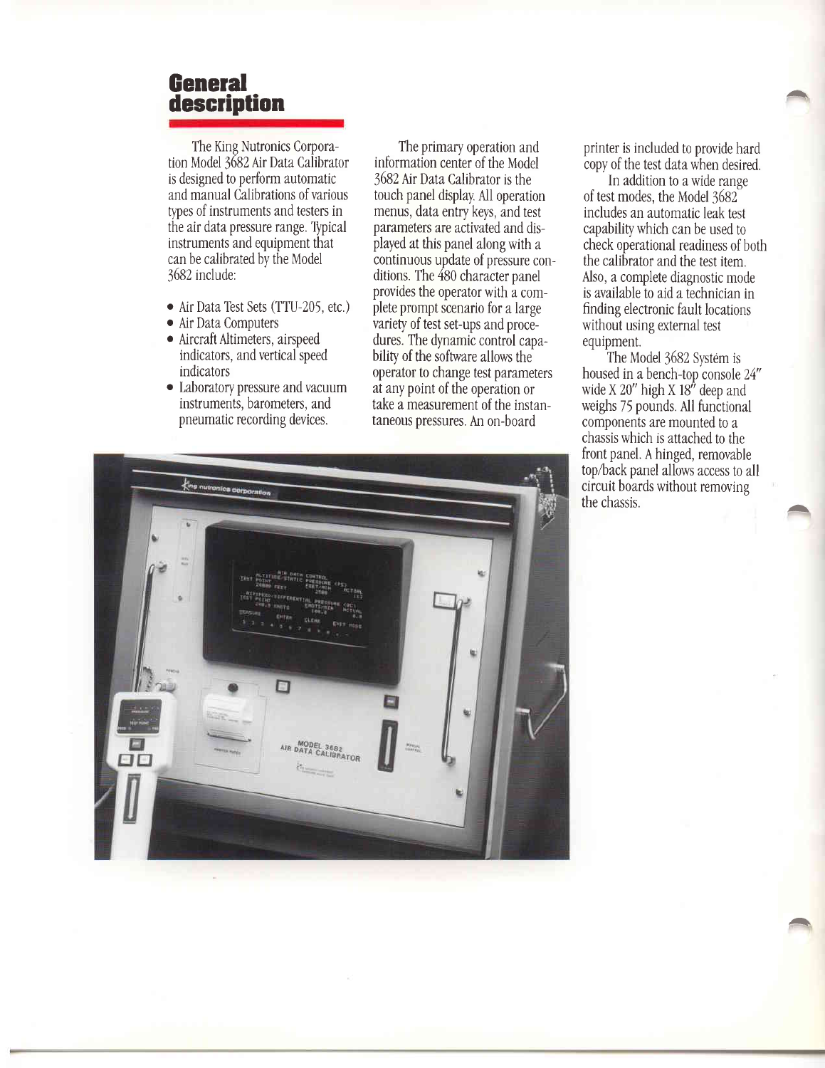# General description

The King Nutronics Corporation Model 3682 Air Data Calibrator is designed to perform automatic and manual Calibrations of various types of instruments and testers in the air data pressure range. Typical instruments and equipment that can be calibrated by the Model 3682 include:

- Air Data Test Sets (TTU-205, etc.)
- Air Data Computers
- Aircraft Altimeters, airspeed indicators, and vertical speed indicators
- Laboratory pressure and vacuum instruments, barometers, and pneumatic recording devices.

The primary operation and information center of the Model 3682 Air Data Calibrator is the touch panel display. All operation menus, data entry keys, and test parameters are activated and displayed at this panel along with a continuous update of pressure conditions. The 480 character panel provides the operator with a complete prompt scenario for a large variety of test set-ups and procedures. The dynamic control capability of the software allows the operator to change test parameters at any point of the operation or take a measurement of the instantaneous pressures. An on-board printer is included to provide hard copy of the test data when desired.

In addition to a wide range of test modes, the Model 3682 includes an automatic leak test capability which can be used to check operational readiness of both the calibrator and the test item. Also, a complete diagnostic mode is available to aid a technician in finding electronic fault locations without using external test equipment.

The Model 3682 System is housed in a bench-top console 24″ wide X 20″ high X 18″ deep and weighs 75 pounds. All functional components are mounted to a chassis which is attached to the front panel. A hinged, removable top/back panel allows access to all circuit boards without removing the chassis.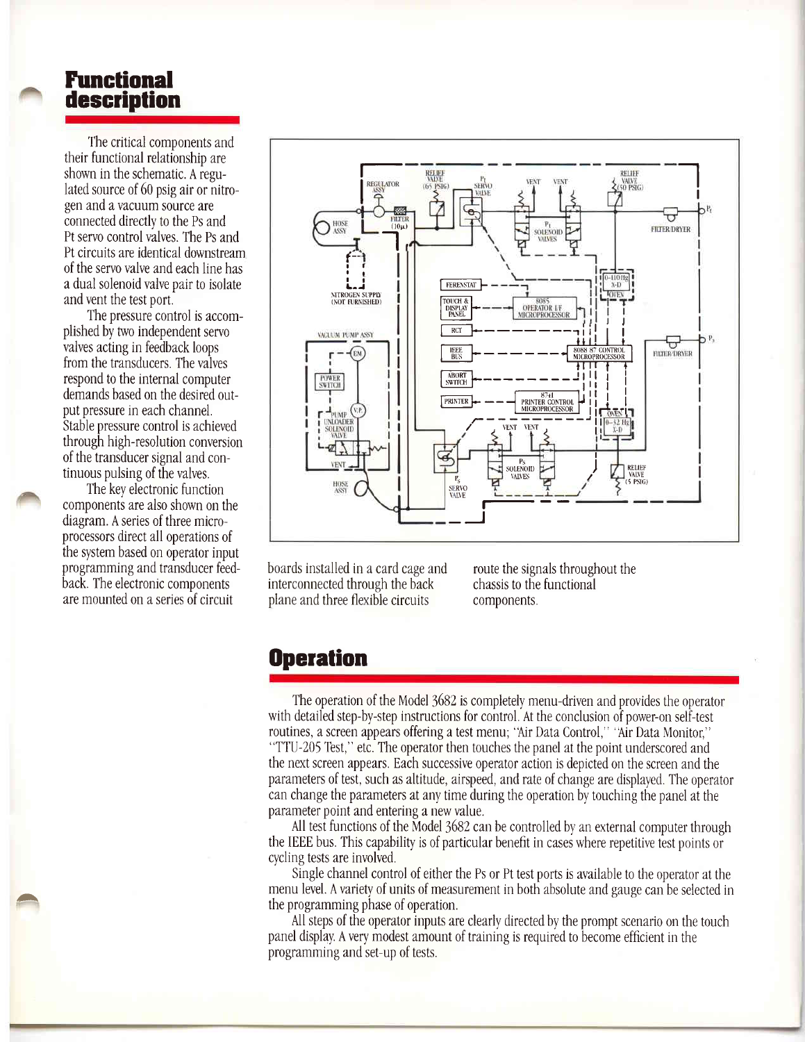# Functional description

The critical components and their functional relationship are shown in the schematic. A regulated source of 60 psig air or nitrogen and a vacuum source are connected directly to the Ps and Pt servo control valves. The Ps and Pt circuits are identical downstream of the servo valve and each line has a dual solenoid valve pair to isolate and vent the test port.

The pressure control is accomplished by two independent servo valves acting in feedback loops from the transducers. The valves respond to the internal computer demands based on the desired output pressure in each channel. Stable pressure control is achieved through high-resolution conversion of the transducer signal and continuous pulsing of the valves.

The key electronic function components are also shown on the diagram. A series of three microprocessors direct all operations of the system based on operator input programming and transducer feedback. The electronic components are mounted on a series of circuit boards installed in a card cage and interconnected through the back plane and three flexible circuits route the signals throughout the chassis to the functional components.

# Operation

The operation of the Model 3682 is completely menu-driven and provides the operator with detailed step-by-step instructions for control. At the conclusion of power-on self-test routines, a screen appears offering a test menu; "Air Data Control," "Air Data Monitor," "TTU-205 Test," etc. The operator then touches the panel at the point underscored and the next screen appears. Each successive operator action is depicted on the screen and the parameters of test, such as altitude, airspeed, and rate of change are displayed. The operator can change the parameters at any time during the operation by touching the panel at the parameter point and entering a new value.

All test functions of the Model 3682 can be controlled by an external computer through the IEEE bus. This capability is of particular benefit in cases where repetitive test points or cycling tests are involved.

Single channel control of either the Ps or Pt test ports is available to the operator at the menu level. A variety of units of measurement in both absolute and gauge can be selected in the programming phase of operation.

All steps of the operator inputs are clearly directed by the prompt scenario on the touch panel display. A very modest amount of training is required to become efficient in the programming and set-up of tests.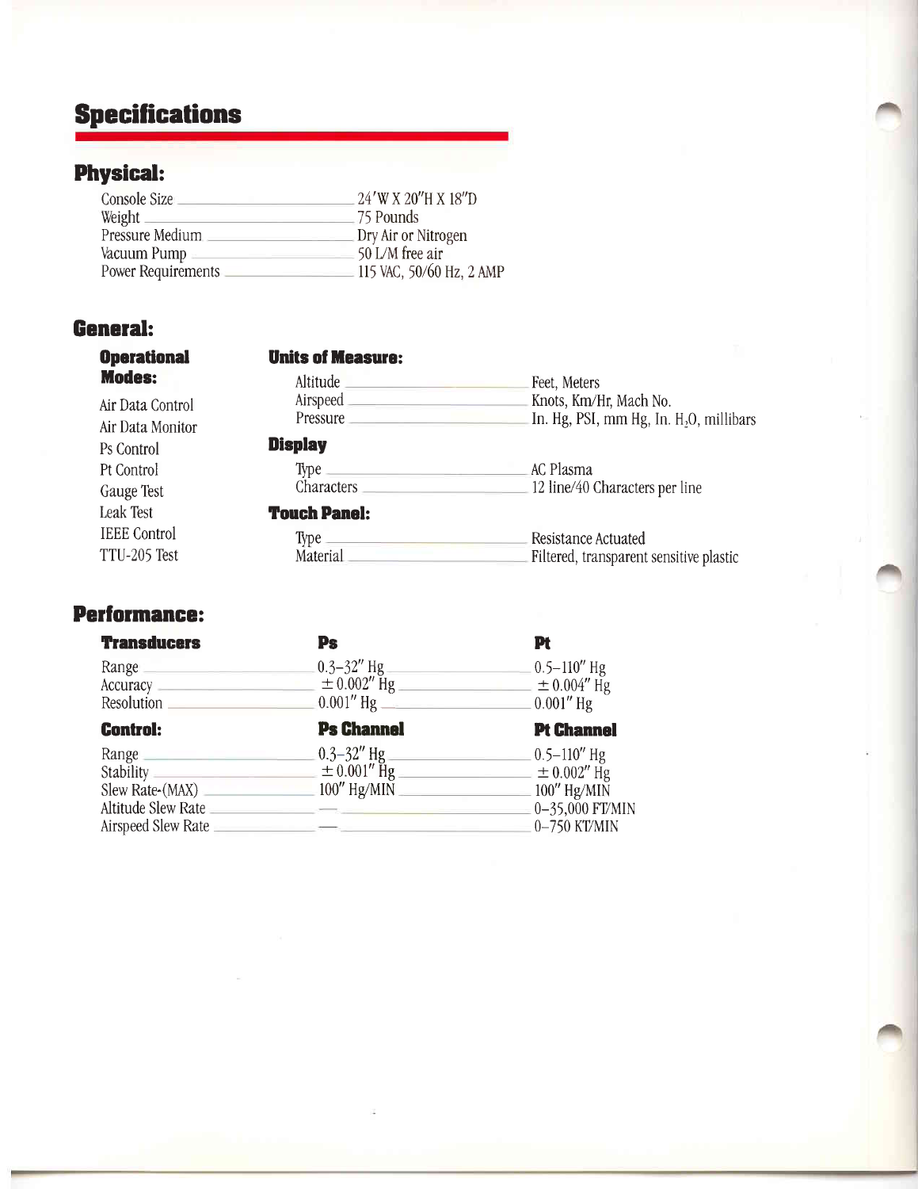# Specifications

## Physical:

| | |
|---|---|
| Console Size | 24′W X 20″H X 18″D |
| Weight | 75 Pounds |
| Pressure Medium | Dry Air or Nitrogen |
| Vacuum Pump | 50 L/M free air |
| Power Requirements | 115 VAC, 50/60 Hz, 2 AMP |

## General:

### Operational Modes:

- Air Data Control
- Air Data Monitor
- Ps Control
- Pt Control
- Gauge Test
- Leak Test
- IEEE Control
- TTU-205 Test

### Units of Measure:

| | |
|---|---|
| Altitude | Feet, Meters |
| Airspeed | Knots, Km/Hr, Mach No. |
| Pressure | In. Hg, PSI, mm Hg, In. $H_2O$, millibars |

### Display

| | |
|---|---|
| Type | AC Plasma |
| Characters | 12 line/40 Characters per line |

### Touch Panel:

| | |
|---|---|
| Type | Resistance Actuated |
| Material | Filtered, transparent sensitive plastic |

## Performance:

| Transducers | Ps | Pt |
|---|---|---|
| Range | 0.3–32″ Hg | 0.5–110″ Hg |
| Accuracy | ±0.002″ Hg | ±0.004″ Hg |
| Resolution | 0.001″ Hg | 0.001″ Hg |

| Control: | Ps Channel | Pt Channel |
|---|---|---|
| Range | 0.3–32″ Hg | 0.5–110″ Hg |
| Stability | ±0.001″ Hg | ±0.002″ Hg |
| Slew Rate-(MAX) | 100″ Hg/MIN | 100″ Hg/MIN |
| Altitude Slew Rate | — | 0–35,000 FT/MIN |
| Airspeed Slew Rate | — | 0–750 KT/MIN |